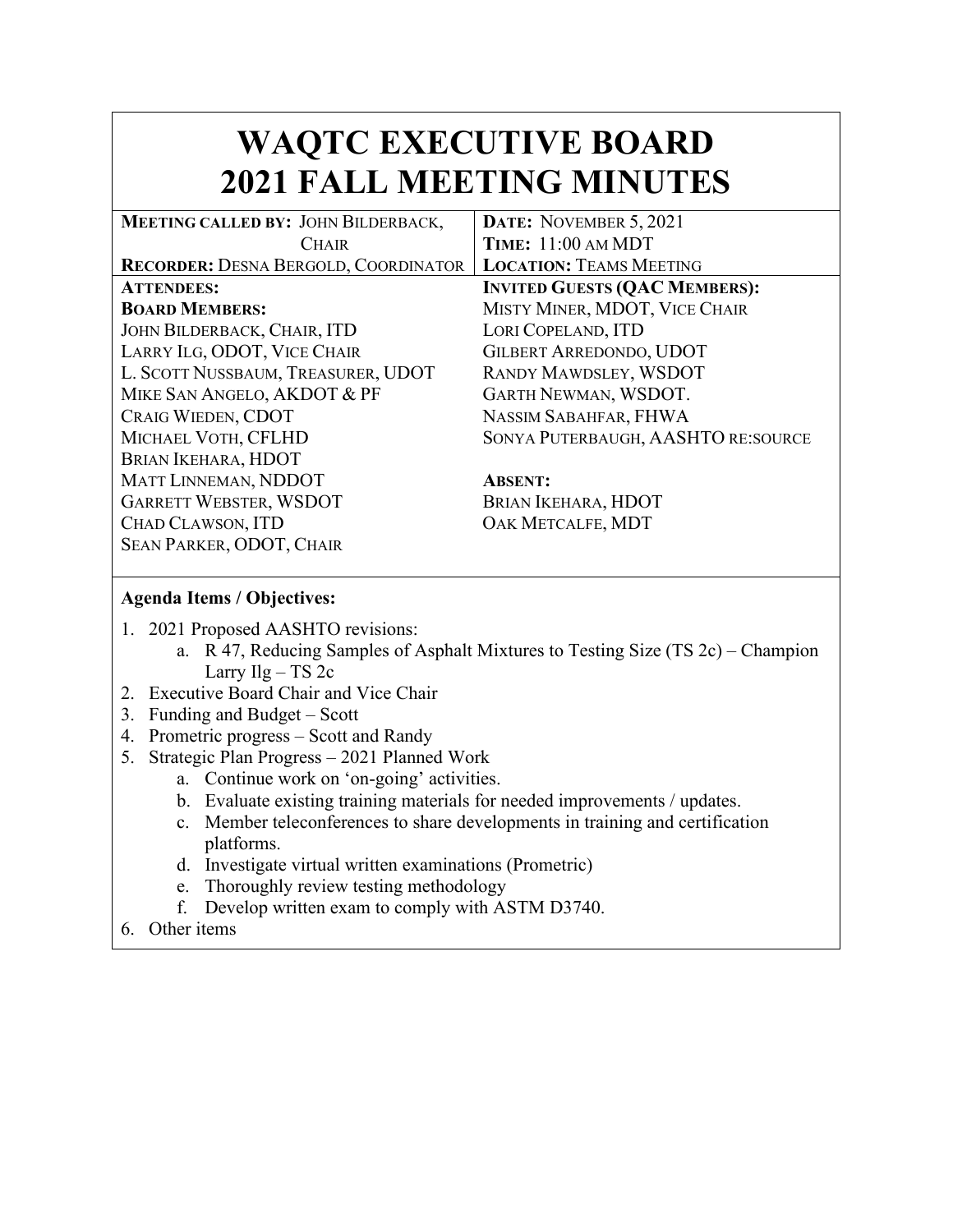# WAQTC EXECUTIVE BOARD
# 2021 FALL MEETING MINUTES

| **MEETING CALLED BY:** JOHN BILDERBACK, CHAIR | **DATE:** NOVEMBER 5, 2021 |
|---|---|
| **RECORDER:** DESNA BERGOLD, COORDINATOR | **TIME:** 11:00 AM MDT |
| | **LOCATION:** TEAMS MEETING |

| **ATTENDEES:** | **INVITED GUESTS (QAC MEMBERS):** |
|---|---|
| **BOARD MEMBERS:** | MISTY MINER, MDOT, VICE CHAIR |
| JOHN BILDERBACK, CHAIR, ITD | LORI COPELAND, ITD |
| LARRY ILG, ODOT, VICE CHAIR | GILBERT ARREDONDO, UDOT |
| L. SCOTT NUSSBAUM, TREASURER, UDOT | RANDY MAWDSLEY, WSDOT |
| MIKE SAN ANGELO, AKDOT & PF | GARTH NEWMAN, WSDOT. |
| CRAIG WIEDEN, CDOT | NASSIM SABAHFAR, FHWA |
| MICHAEL VOTH, CFLHD | SONYA PUTERBAUGH, AASHTO RE:SOURCE |
| BRIAN IKEHARA, HDOT | |
| MATT LINNEMAN, NDDOT | **ABSENT:** |
| GARRETT WEBSTER, WSDOT | BRIAN IKEHARA, HDOT |
| CHAD CLAWSON, ITD | OAK METCALFE, MDT |
| SEAN PARKER, ODOT, CHAIR | |

**Agenda Items / Objectives:**

1. 2021 Proposed AASHTO revisions:
   a. R 47, Reducing Samples of Asphalt Mixtures to Testing Size (TS 2c) – Champion Larry Ilg – TS 2c
2. Executive Board Chair and Vice Chair
3. Funding and Budget – Scott
4. Prometric progress – Scott and Randy
5. Strategic Plan Progress – 2021 Planned Work
   a. Continue work on 'on-going' activities.
   b. Evaluate existing training materials for needed improvements / updates.
   c. Member teleconferences to share developments in training and certification platforms.
   d. Investigate virtual written examinations (Prometric)
   e. Thoroughly review testing methodology
   f. Develop written exam to comply with ASTM D3740.
6. Other items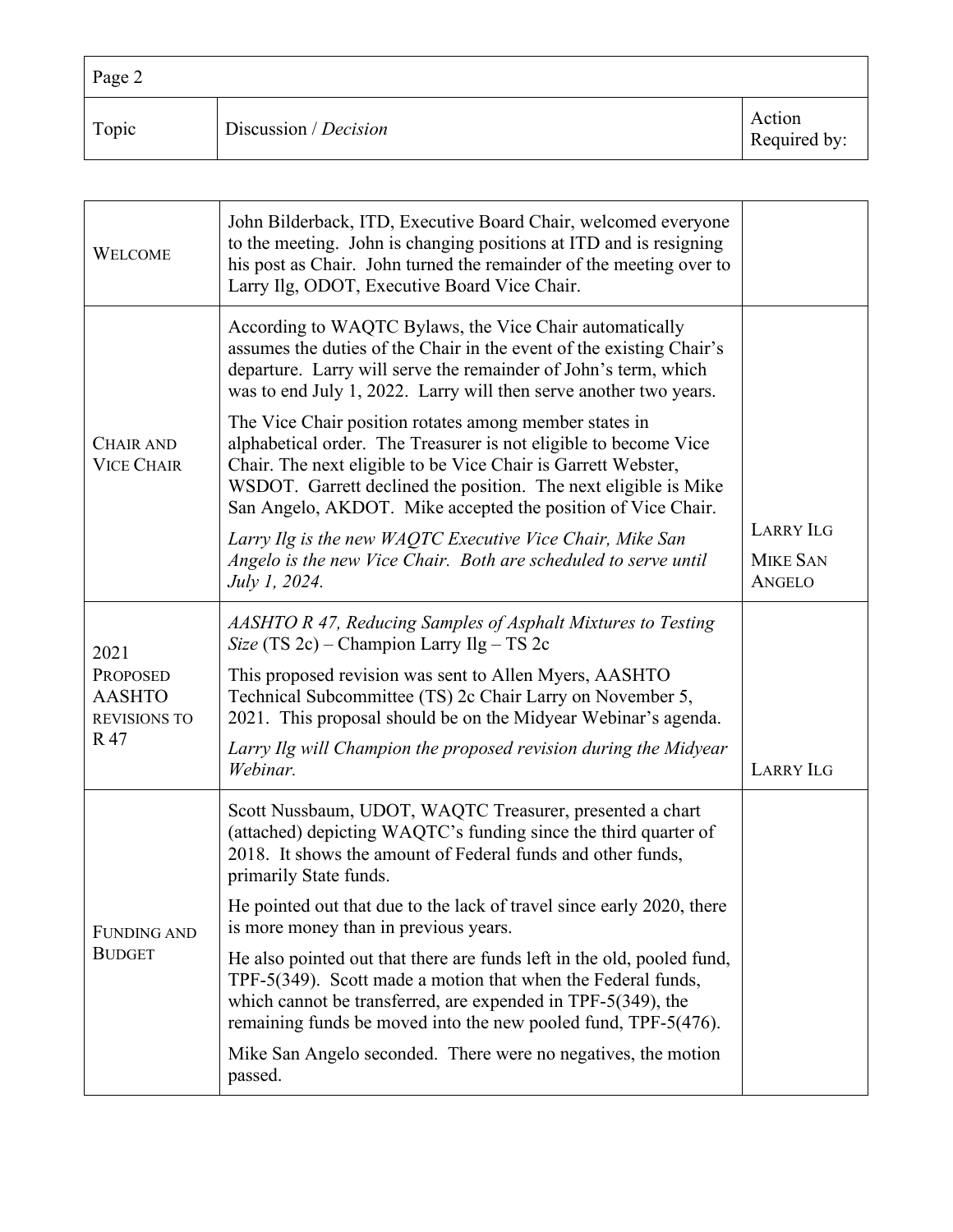| Topic | Discussion / *Decision* | Action Required by: |
|---|---|---|
| WELCOME | John Bilderback, ITD, Executive Board Chair, welcomed everyone to the meeting. John is changing positions at ITD and is resigning his post as Chair. John turned the remainder of the meeting over to Larry Ilg, ODOT, Executive Board Vice Chair. | |
| CHAIR AND VICE CHAIR | According to WAQTC Bylaws, the Vice Chair automatically assumes the duties of the Chair in the event of the existing Chair's departure. Larry will serve the remainder of John's term, which was to end July 1, 2022. Larry will then serve another two years.<br><br>The Vice Chair position rotates among member states in alphabetical order. The Treasurer is not eligible to become Vice Chair. The next eligible to be Vice Chair is Garrett Webster, WSDOT. Garrett declined the position. The next eligible is Mike San Angelo, AKDOT. Mike accepted the position of Vice Chair.<br><br>*Larry Ilg is the new WAQTC Executive Vice Chair, Mike San Angelo is the new Vice Chair. Both are scheduled to serve until July 1, 2024.* | LARRY ILG<br><br>MIKE SAN ANGELO |
| 2021 PROPOSED AASHTO REVISIONS TO R 47 | *AASHTO R 47, Reducing Samples of Asphalt Mixtures to Testing Size* (TS 2c) – Champion Larry Ilg – TS 2c<br><br>This proposed revision was sent to Allen Myers, AASHTO Technical Subcommittee (TS) 2c Chair Larry on November 5, 2021. This proposal should be on the Midyear Webinar's agenda.<br><br>*Larry Ilg will Champion the proposed revision during the Midyear Webinar.* | LARRY ILG |
| FUNDING AND BUDGET | Scott Nussbaum, UDOT, WAQTC Treasurer, presented a chart (attached) depicting WAQTC's funding since the third quarter of 2018. It shows the amount of Federal funds and other funds, primarily State funds.<br><br>He pointed out that due to the lack of travel since early 2020, there is more money than in previous years.<br><br>He also pointed out that there are funds left in the old, pooled fund, TPF-5(349). Scott made a motion that when the Federal funds, which cannot be transferred, are expended in TPF-5(349), the remaining funds be moved into the new pooled fund, TPF-5(476).<br><br>Mike San Angelo seconded. There were no negatives, the motion passed. | |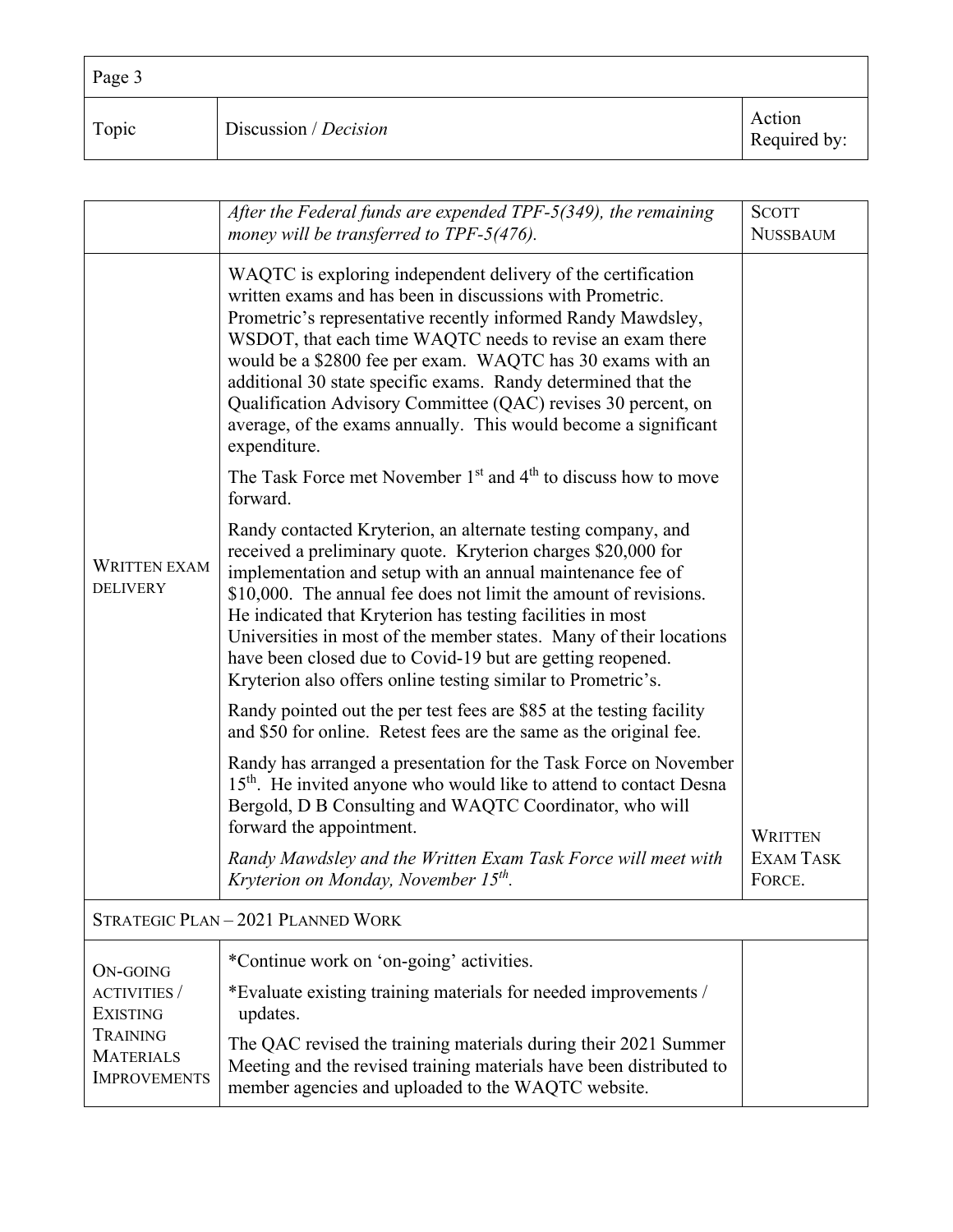| Topic | Discussion / *Decision* | Action Required by: |
| --- | --- | --- |
| | *After the Federal funds are expended TPF-5(349), the remaining money will be transferred to TPF-5(476).* | SCOTT NUSSBAUM |
| WRITTEN EXAM DELIVERY | WAQTC is exploring independent delivery of the certification written exams and has been in discussions with Prometric. Prometric's representative recently informed Randy Mawdsley, WSDOT, that each time WAQTC needs to revise an exam there would be a \$2800 fee per exam. WAQTC has 30 exams with an additional 30 state specific exams. Randy determined that the Qualification Advisory Committee (QAC) revises 30 percent, on average, of the exams annually. This would become a significant expenditure.<br><br>The Task Force met November 1st and 4th to discuss how to move forward.<br><br>Randy contacted Kryterion, an alternate testing company, and received a preliminary quote. Kryterion charges \$20,000 for implementation and setup with an annual maintenance fee of \$10,000. The annual fee does not limit the amount of revisions. He indicated that Kryterion has testing facilities in most Universities in most of the member states. Many of their locations have been closed due to Covid-19 but are getting reopened. Kryterion also offers online testing similar to Prometric's.<br><br>Randy pointed out the per test fees are \$85 at the testing facility and \$50 for online. Retest fees are the same as the original fee.<br><br>Randy has arranged a presentation for the Task Force on November 15th. He invited anyone who would like to attend to contact Desna Bergold, D B Consulting and WAQTC Coordinator, who will forward the appointment.<br><br>*Randy Mawdsley and the Written Exam Task Force will meet with Kryterion on Monday, November 15th.* | WRITTEN EXAM TASK FORCE. |
| STRATEGIC PLAN – 2021 PLANNED WORK | | |
| ON-GOING ACTIVITIES / EXISTING TRAINING MATERIALS IMPROVEMENTS | *Continue work on 'on-going' activities.<br><br>*Evaluate existing training materials for needed improvements / updates.<br><br>The QAC revised the training materials during their 2021 Summer Meeting and the revised training materials have been distributed to member agencies and uploaded to the WAQTC website. | |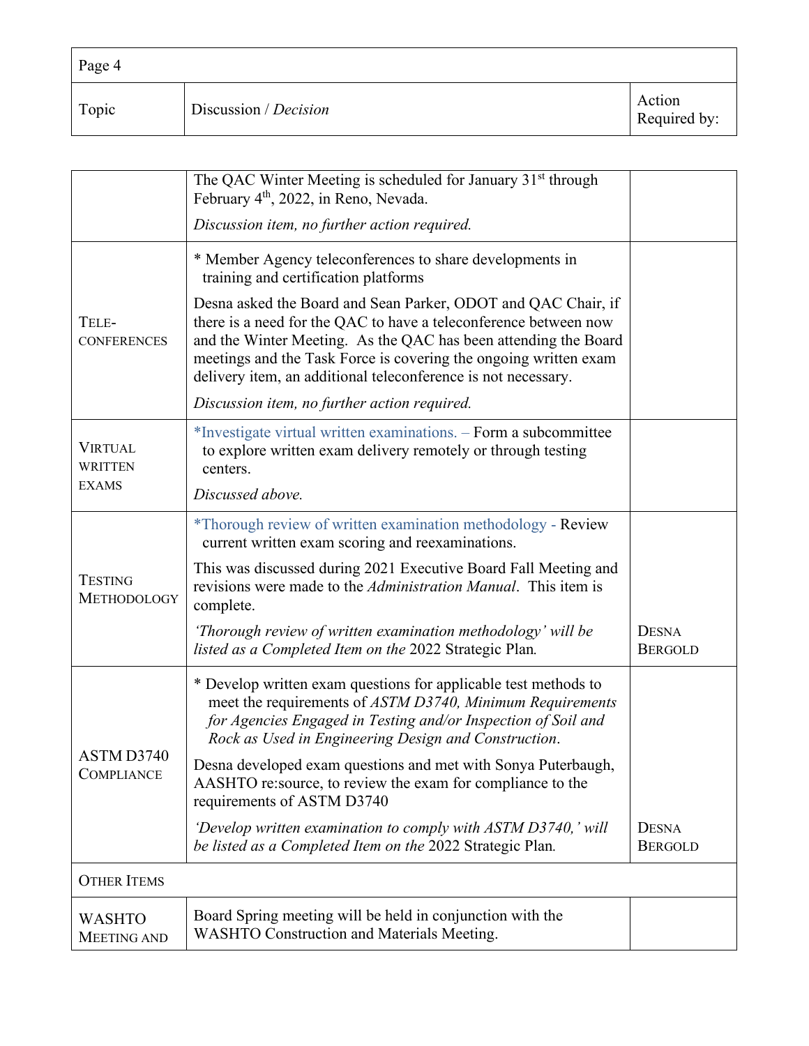| Topic | Discussion / *Decision* | Action Required by: |
|---|---|---|
| | The QAC Winter Meeting is scheduled for January 31st through February 4th, 2022, in Reno, Nevada.<br>*Discussion item, no further action required.* | |
| TELE-CONFERENCES | * Member Agency teleconferences to share developments in training and certification platforms<br>Desna asked the Board and Sean Parker, ODOT and QAC Chair, if there is a need for the QAC to have a teleconference between now and the Winter Meeting. As the QAC has been attending the Board meetings and the Task Force is covering the ongoing written exam delivery item, an additional teleconference is not necessary.<br>*Discussion item, no further action required.* | |
| VIRTUAL WRITTEN EXAMS | *Investigate virtual written examinations. – Form a subcommittee to explore written exam delivery remotely or through testing centers.<br>*Discussed above.* | |
| TESTING METHODOLOGY | *Thorough review of written examination methodology - Review current written exam scoring and reexaminations.<br>This was discussed during 2021 Executive Board Fall Meeting and revisions were made to the *Administration Manual*. This item is complete.<br>*'Thorough review of written examination methodology' will be listed as a Completed Item on the* 2022 Strategic Plan*.* | DESNA BERGOLD |
| ASTM D3740 COMPLIANCE | * Develop written exam questions for applicable test methods to meet the requirements of *ASTM D3740, Minimum Requirements for Agencies Engaged in Testing and/or Inspection of Soil and Rock as Used in Engineering Design and Construction*.<br>Desna developed exam questions and met with Sonya Puterbaugh, AASHTO re:source, to review the exam for compliance to the requirements of ASTM D3740<br>*'Develop written examination to comply with ASTM D3740,' will be listed as a Completed Item on the* 2022 Strategic Plan*.* | DESNA BERGOLD |
| OTHER ITEMS | | |
| WASHTO MEETING AND | Board Spring meeting will be held in conjunction with the WASHTO Construction and Materials Meeting. | |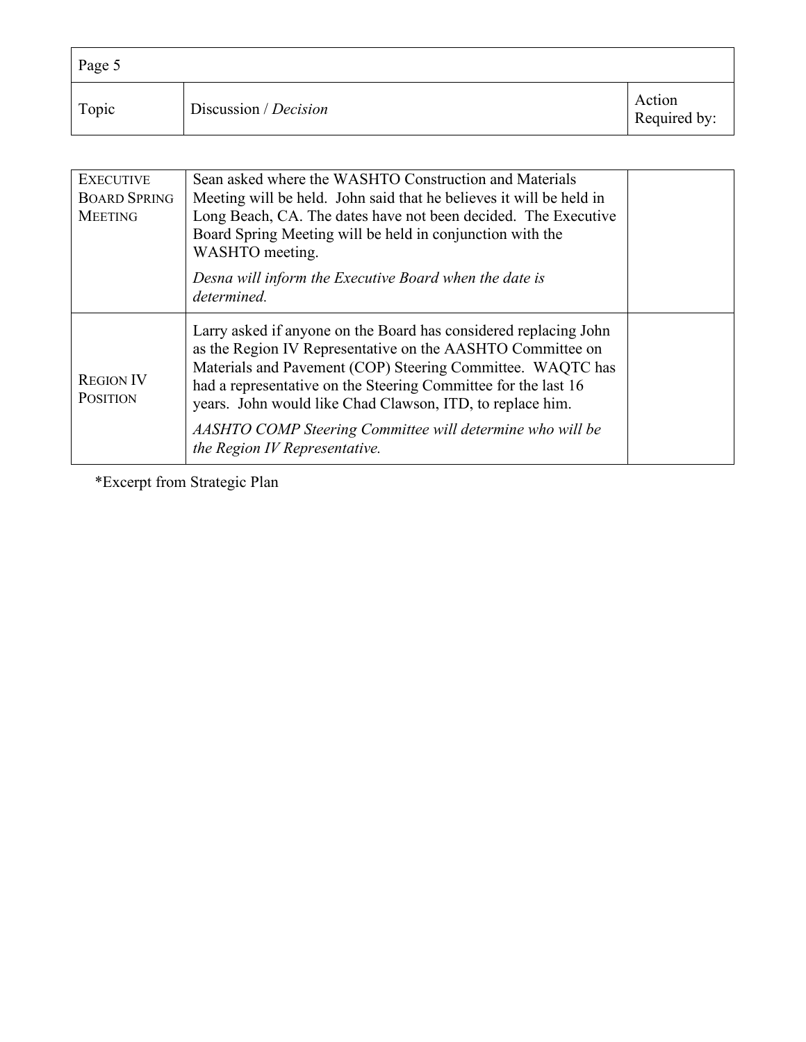| Topic | Discussion / *Decision* | Action Required by: |
|---|---|---|
| EXECUTIVE BOARD SPRING MEETING | Sean asked where the WASHTO Construction and Materials Meeting will be held. John said that he believes it will be held in Long Beach, CA. The dates have not been decided. The Executive Board Spring Meeting will be held in conjunction with the WASHTO meeting. *Desna will inform the Executive Board when the date is determined.* | |
| REGION IV POSITION | Larry asked if anyone on the Board has considered replacing John as the Region IV Representative on the AASHTO Committee on Materials and Pavement (COP) Steering Committee. WAQTC has had a representative on the Steering Committee for the last 16 years. John would like Chad Clawson, ITD, to replace him. *AASHTO COMP Steering Committee will determine who will be the Region IV Representative.* | |

*Excerpt from Strategic Plan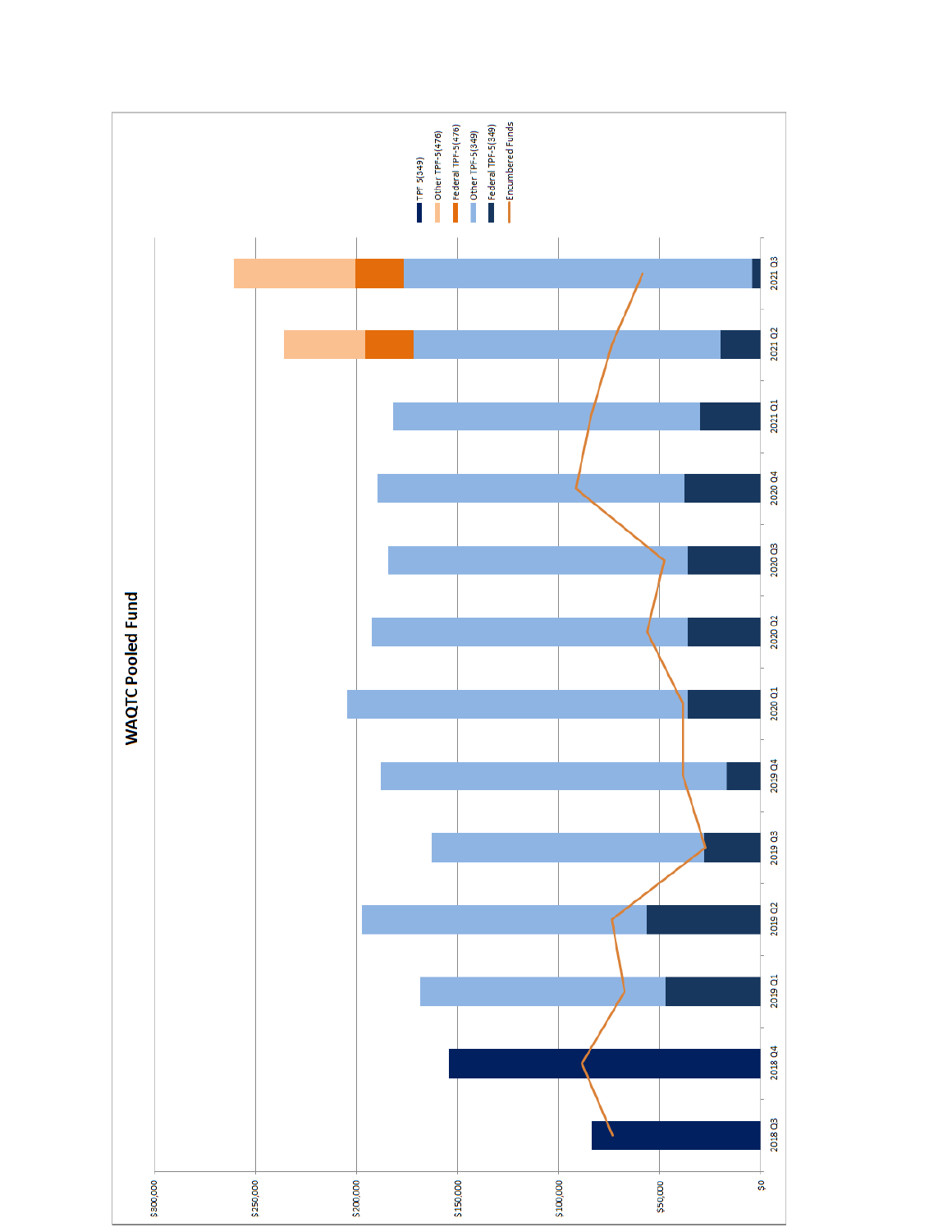# WAQTC Pooled Fund

TPF 5(349)
Other TPF-5(476)
Federal TPF-5(476)
Other TPF-5(349)
Federal TPF-5(349)
Encumbered Funds

$300,000
$250,000
$200,000
$150,000
$100,000
$50,000
$0

2018 Q3
2018 Q4
2019 Q1
2019 Q2
2019 Q3
2019 Q4
2020 Q1
2020 Q2
2020 Q3
2020 Q4
2021 Q1
2021 Q2
2021 Q3